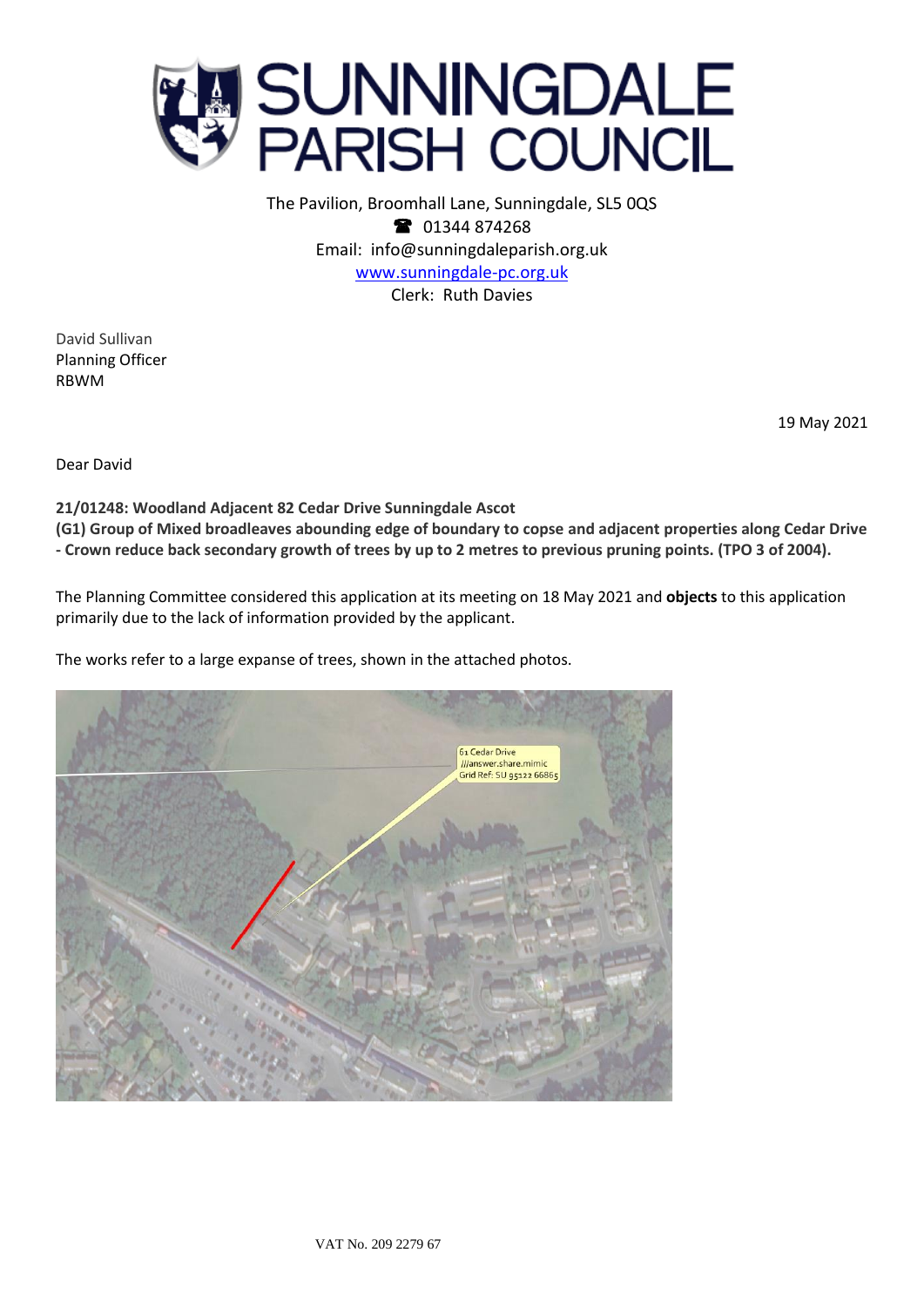# SUNNINGDALE PARISH COUNCIL

The Pavilion, Broomhall Lane, Sunningdale, SL5 0QS
☎ 01344 874268
Email: info@sunningdaleparish.org.uk
www.sunningdale-pc.org.uk
Clerk: Ruth Davies

David Sullivan
Planning Officer
RBWM

19 May 2021

Dear David

**21/01248: Woodland Adjacent 82 Cedar Drive Sunningdale Ascot**
**(G1) Group of Mixed broadleaves abounding edge of boundary to copse and adjacent properties along Cedar Drive - Crown reduce back secondary growth of trees by up to 2 metres to previous pruning points. (TPO 3 of 2004).**

The Planning Committee considered this application at its meeting on 18 May 2021 and **objects** to this application primarily due to the lack of information provided by the applicant.

The works refer to a large expanse of trees, shown in the attached photos.

61 Cedar Drive
///answer.share.mimic
Grid Ref: SU 95122 66865

VAT No. 209 2279 67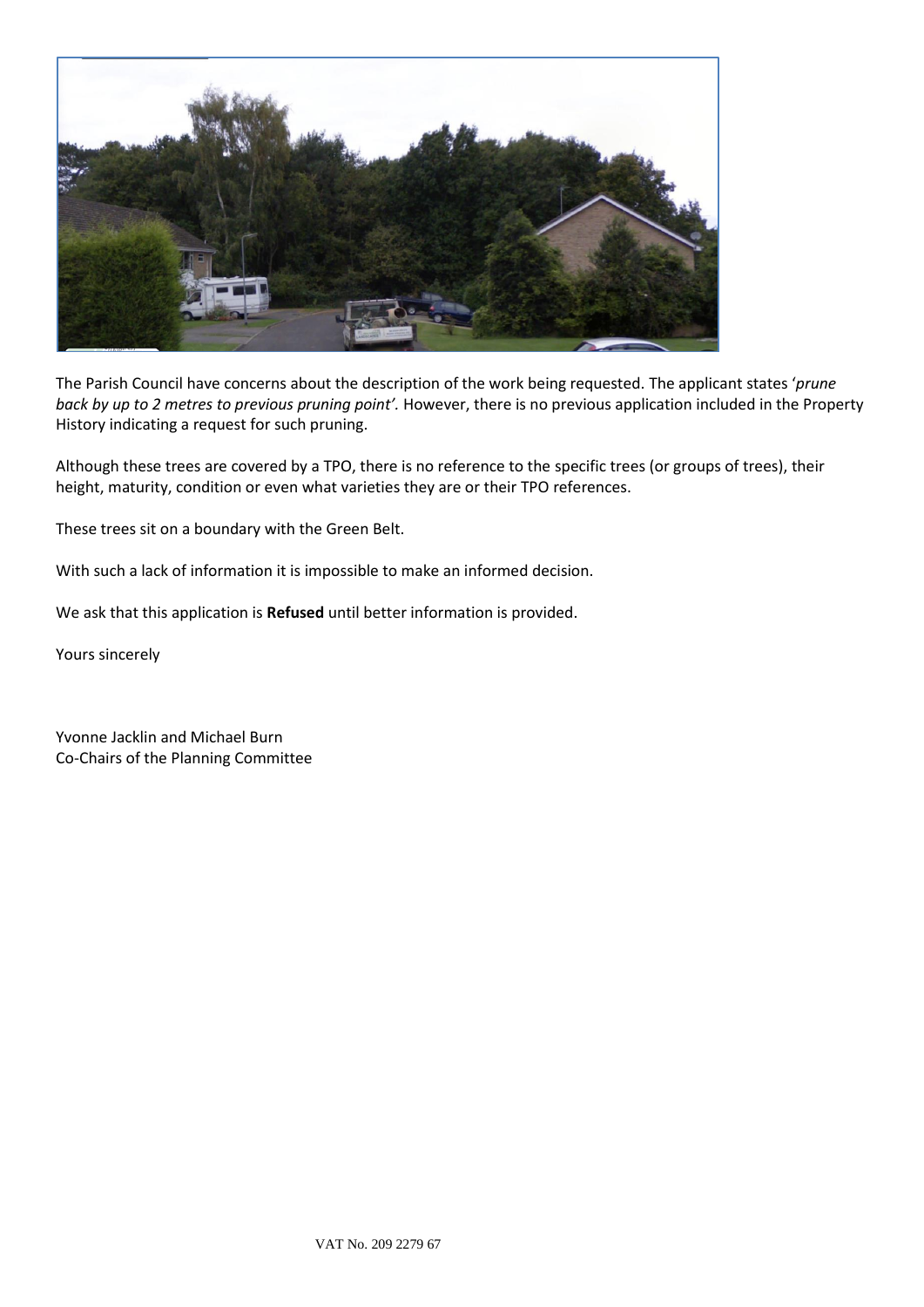The Parish Council have concerns about the description of the work being requested. The applicant states '*prune back by up to 2 metres to previous pruning point'.* However, there is no previous application included in the Property History indicating a request for such pruning.

Although these trees are covered by a TPO, there is no reference to the specific trees (or groups of trees), their height, maturity, condition or even what varieties they are or their TPO references.

These trees sit on a boundary with the Green Belt.

With such a lack of information it is impossible to make an informed decision.

We ask that this application is **Refused** until better information is provided.

Yours sincerely

Yvonne Jacklin and Michael Burn
Co-Chairs of the Planning Committee

VAT No. 209 2279 67